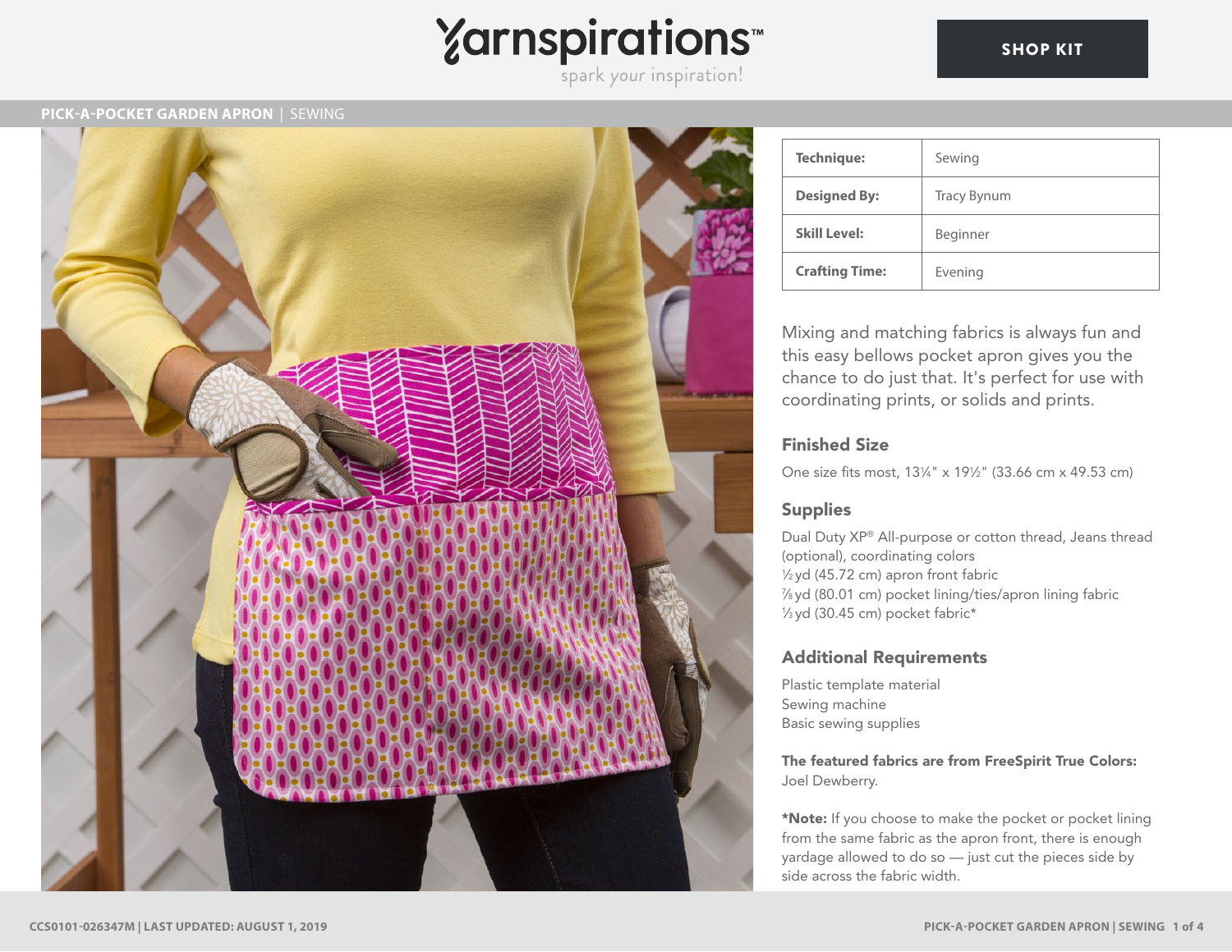# PICK-A-POCKET GARDEN APRON | SEWING

| Technique: | Sewing |
| --- | --- |
| Designed By: | Tracy Bynum |
| Skill Level: | Beginner |
| Crafting Time: | Evening |

Mixing and matching fabrics is always fun and this easy bellows pocket apron gives you the chance to do just that. It's perfect for use with coordinating prints, or solids and prints.

## Finished Size

One size fits most, 13¼" x 19½" (33.66 cm x 49.53 cm)

## Supplies

Dual Duty XP® All-purpose or cotton thread, Jeans thread (optional), coordinating colors
½ yd (45.72 cm) apron front fabric
⅞ yd (80.01 cm) pocket lining/ties/apron lining fabric
⅓ yd (30.45 cm) pocket fabric*

## Additional Requirements

Plastic template material
Sewing machine
Basic sewing supplies

**The featured fabrics are from FreeSpirit True Colors:** Joel Dewberry.

***Note:** If you choose to make the pocket or pocket lining from the same fabric as the apron front, there is enough yardage allowed to do so — just cut the pieces side by side across the fabric width.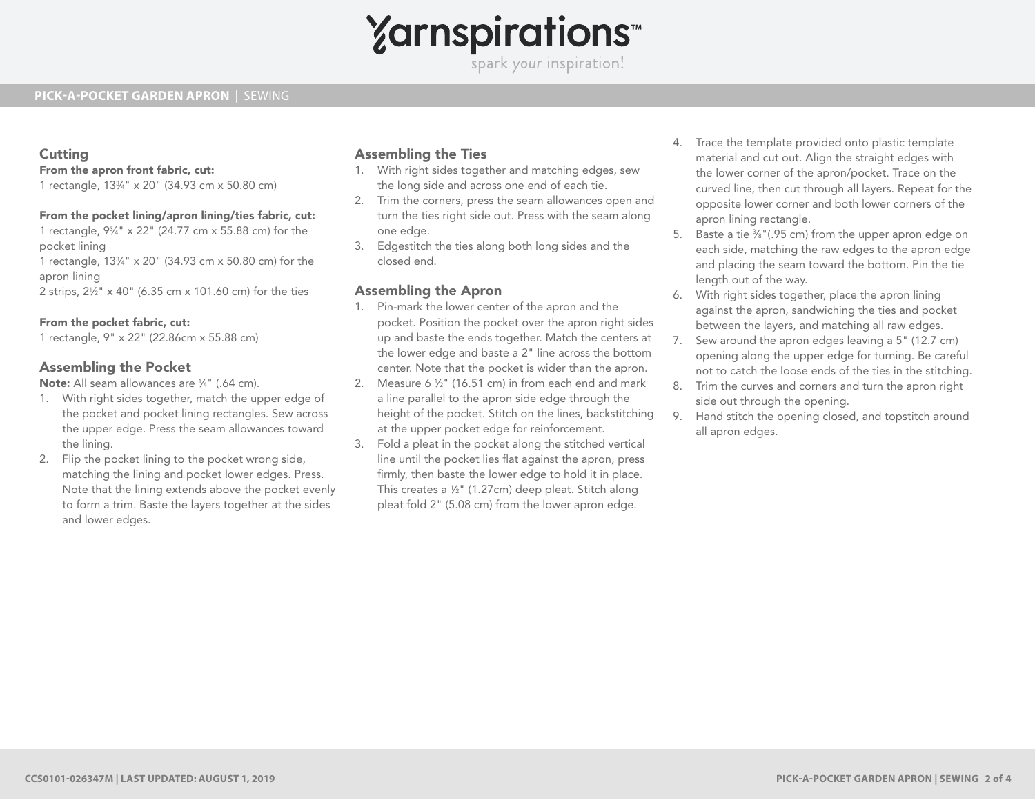## Cutting

**From the apron front fabric, cut:**
1 rectangle, 13¾" x 20" (34.93 cm x 50.80 cm)

**From the pocket lining/apron lining/ties fabric, cut:**
1 rectangle, 9¾" x 22" (24.77 cm x 55.88 cm) for the pocket lining
1 rectangle, 13¾" x 20" (34.93 cm x 50.80 cm) for the apron lining
2 strips, 2½" x 40" (6.35 cm x 101.60 cm) for the ties

**From the pocket fabric, cut:**
1 rectangle, 9" x 22" (22.86cm x 55.88 cm)

## Assembling the Pocket

**Note:** All seam allowances are ¼" (.64 cm).

1. With right sides together, match the upper edge of the pocket and pocket lining rectangles. Sew across the upper edge. Press the seam allowances toward the lining.
2. Flip the pocket lining to the pocket wrong side, matching the lining and pocket lower edges. Press. Note that the lining extends above the pocket evenly to form a trim. Baste the layers together at the sides and lower edges.

## Assembling the Ties

1. With right sides together and matching edges, sew the long side and across one end of each tie.
2. Trim the corners, press the seam allowances open and turn the ties right side out. Press with the seam along one edge.
3. Edgestitch the ties along both long sides and the closed end.

## Assembling the Apron

1. Pin-mark the lower center of the apron and the pocket. Position the pocket over the apron right sides up and baste the ends together. Match the centers at the lower edge and baste a 2" line across the bottom center. Note that the pocket is wider than the apron.
2. Measure 6 ½" (16.51 cm) in from each end and mark a line parallel to the apron side edge through the height of the pocket. Stitch on the lines, backstitching at the upper pocket edge for reinforcement.
3. Fold a pleat in the pocket along the stitched vertical line until the pocket lies flat against the apron, press firmly, then baste the lower edge to hold it in place. This creates a ½" (1.27cm) deep pleat. Stitch along pleat fold 2" (5.08 cm) from the lower apron edge.
4. Trace the template provided onto plastic template material and cut out. Align the straight edges with the lower corner of the apron/pocket. Trace on the curved line, then cut through all layers. Repeat for the opposite lower corner and both lower corners of the apron lining rectangle.
5. Baste a tie ⅜"(.95 cm) from the upper apron edge on each side, matching the raw edges to the apron edge and placing the seam toward the bottom. Pin the tie length out of the way.
6. With right sides together, place the apron lining against the apron, sandwiching the ties and pocket between the layers, and matching all raw edges.
7. Sew around the apron edges leaving a 5" (12.7 cm) opening along the upper edge for turning. Be careful not to catch the loose ends of the ties in the stitching.
8. Trim the curves and corners and turn the apron right side out through the opening.
9. Hand stitch the opening closed, and topstitch around all apron edges.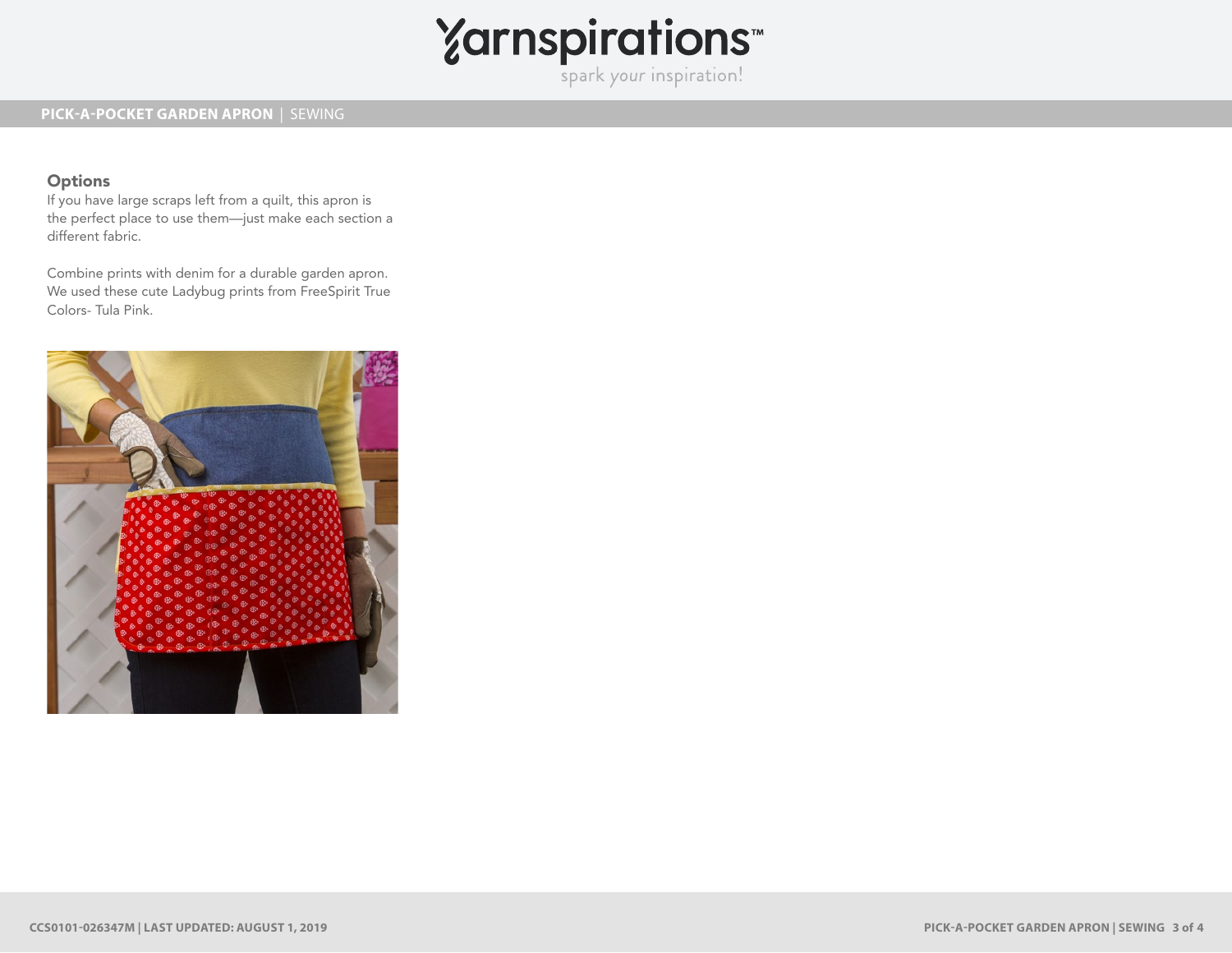### Options

If you have large scraps left from a quilt, this apron is the perfect place to use them—just make each section a different fabric.

Combine prints with denim for a durable garden apron. We used these cute Ladybug prints from FreeSpirit True Colors- Tula Pink.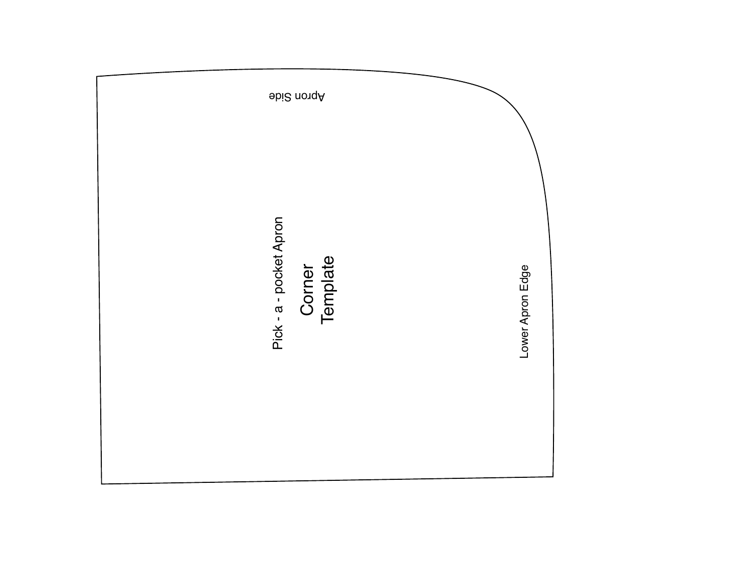Apron Side

Pick - a - pocket Apron

Corner Template

Lower Apron Edge